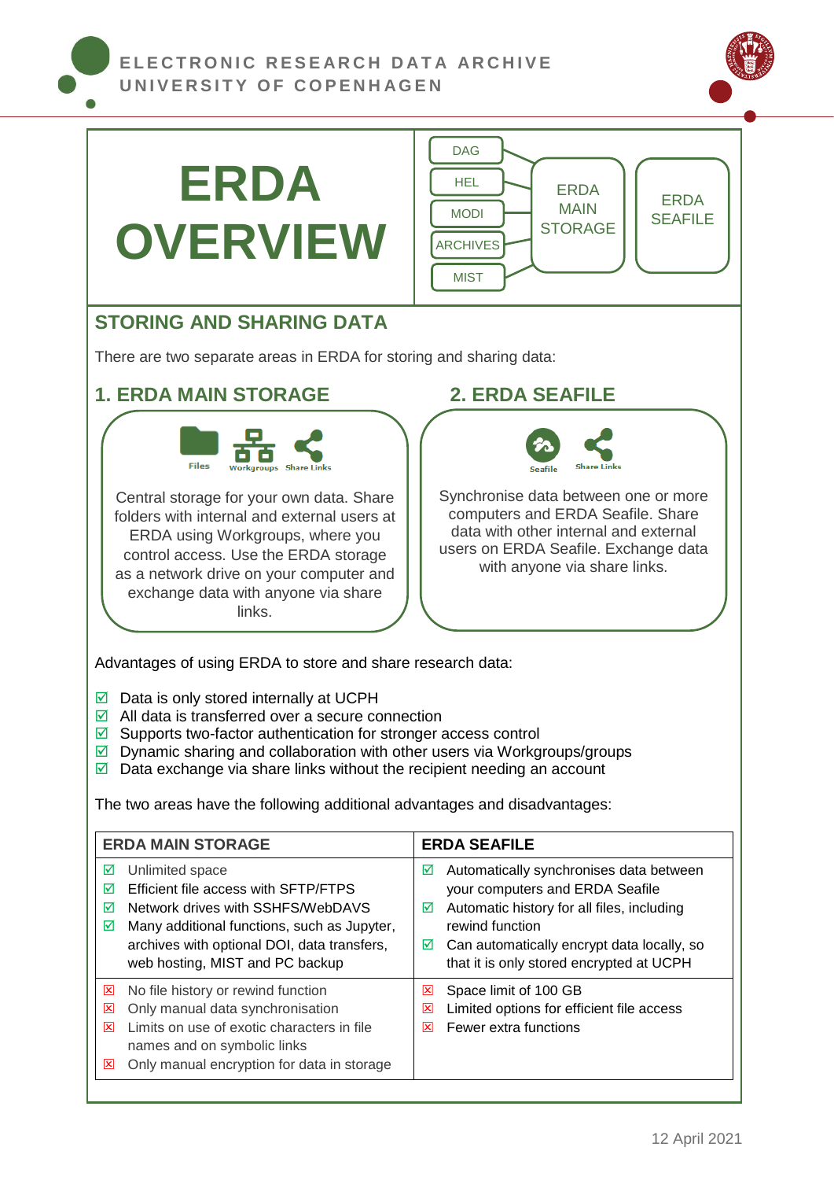ELECTRONIC RESEARCH DATA ARCHIVE
UNIVERSITY OF COPENHAGEN

# ERDA OVERVIEW

DAG
HEL
MODI
ARCHIVES
MIST

ERDA MAIN STORAGE

ERDA SEAFILE

## STORING AND SHARING DATA

There are two separate areas in ERDA for storing and sharing data:

### 1. ERDA MAIN STORAGE

Files Workgroups Share Links

Central storage for your own data. Share folders with internal and external users at ERDA using Workgroups, where you control access. Use the ERDA storage as a network drive on your computer and exchange data with anyone via share links.

### 2. ERDA SEAFILE

Seafile Share Links

Synchronise data between one or more computers and ERDA Seafile. Share data with other internal and external users on ERDA Seafile. Exchange data with anyone via share links.

Advantages of using ERDA to store and share research data:

- ☑ Data is only stored internally at UCPH
- ☑ All data is transferred over a secure connection
- ☑ Supports two-factor authentication for stronger access control
- ☑ Dynamic sharing and collaboration with other users via Workgroups/groups
- ☑ Data exchange via share links without the recipient needing an account

The two areas have the following additional advantages and disadvantages:

| ERDA MAIN STORAGE | ERDA SEAFILE |
|---|---|
| ☑ Unlimited space<br>☑ Efficient file access with SFTP/FTPS<br>☑ Network drives with SSHFS/WebDAVS<br>☑ Many additional functions, such as Jupyter, archives with optional DOI, data transfers, web hosting, MIST and PC backup | ☑ Automatically synchronises data between your computers and ERDA Seafile<br>☑ Automatic history for all files, including rewind function<br>☑ Can automatically encrypt data locally, so that it is only stored encrypted at UCPH |
| ☒ No file history or rewind function<br>☒ Only manual data synchronisation<br>☒ Limits on use of exotic characters in file names and on symbolic links<br>☒ Only manual encryption for data in storage | ☒ Space limit of 100 GB<br>☒ Limited options for efficient file access<br>☒ Fewer extra functions |

12 April 2021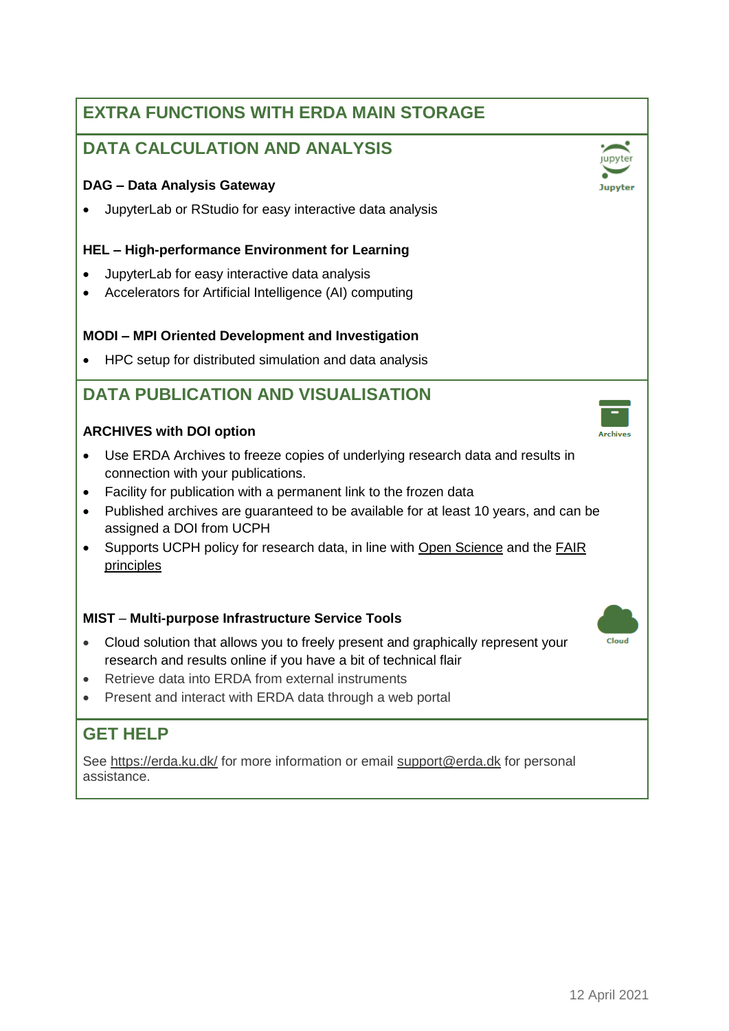## EXTRA FUNCTIONS WITH ERDA MAIN STORAGE

### DATA CALCULATION AND ANALYSIS

**DAG – Data Analysis Gateway**

- JupyterLab or RStudio for easy interactive data analysis

**HEL – High-performance Environment for Learning**

- JupyterLab for easy interactive data analysis
- Accelerators for Artificial Intelligence (AI) computing

**MODI – MPI Oriented Development and Investigation**

- HPC setup for distributed simulation and data analysis

### DATA PUBLICATION AND VISUALISATION

**ARCHIVES with DOI option**

- Use ERDA Archives to freeze copies of underlying research data and results in connection with your publications.
- Facility for publication with a permanent link to the frozen data
- Published archives are guaranteed to be available for at least 10 years, and can be assigned a DOI from UCPH
- Supports UCPH policy for research data, in line with Open Science and the FAIR principles

**MIST – Multi-purpose Infrastructure Service Tools**

- Cloud solution that allows you to freely present and graphically represent your research and results online if you have a bit of technical flair
- Retrieve data into ERDA from external instruments
- Present and interact with ERDA data through a web portal

### GET HELP

See https://erda.ku.dk/ for more information or email support@erda.dk for personal assistance.

12 April 2021